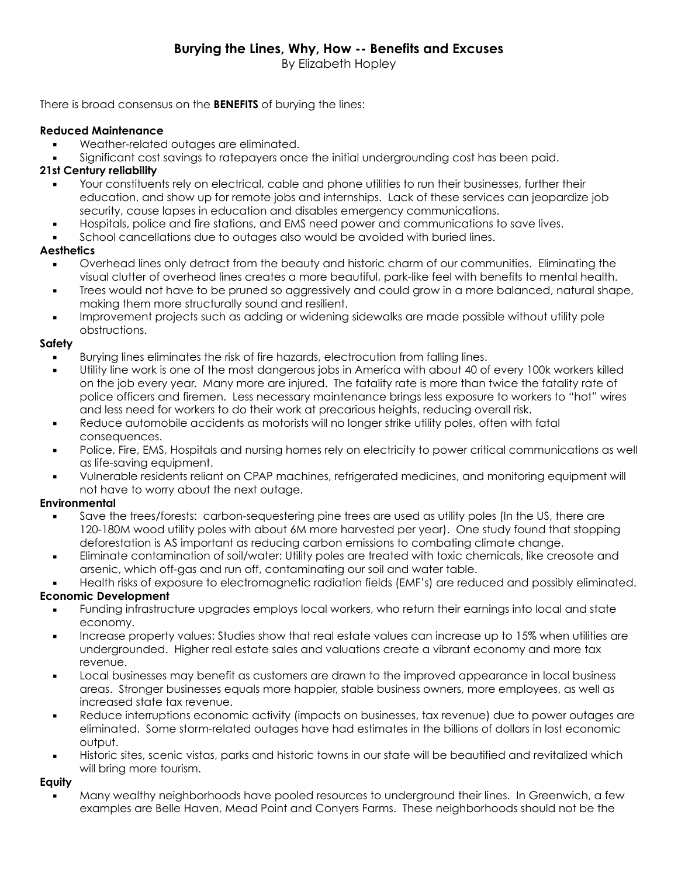# Burying the Lines, Why, How -- Benefits and Excuses

By Elizabeth Hopley

There is broad consensus on the **BENEFITS** of burying the lines:

**Reduced Maintenance**

- Weather-related outages are eliminated.
- Significant cost savings to ratepayers once the initial undergrounding cost has been paid.

**21st Century reliability**

- Your constituents rely on electrical, cable and phone utilities to run their businesses, further their education, and show up for remote jobs and internships. Lack of these services can jeopardize job security, cause lapses in education and disables emergency communications.
- Hospitals, police and fire stations, and EMS need power and communications to save lives.
- School cancellations due to outages also would be avoided with buried lines.

**Aesthetics**

- Overhead lines only detract from the beauty and historic charm of our communities. Eliminating the visual clutter of overhead lines creates a more beautiful, park-like feel with benefits to mental health.
- Trees would not have to be pruned so aggressively and could grow in a more balanced, natural shape, making them more structurally sound and resilient.
- Improvement projects such as adding or widening sidewalks are made possible without utility pole obstructions.

**Safety**

- Burying lines eliminates the risk of fire hazards, electrocution from falling lines.
- Utility line work is one of the most dangerous jobs in America with about 40 of every 100k workers killed on the job every year. Many more are injured. The fatality rate is more than twice the fatality rate of police officers and firemen. Less necessary maintenance brings less exposure to workers to "hot" wires and less need for workers to do their work at precarious heights, reducing overall risk.
- Reduce automobile accidents as motorists will no longer strike utility poles, often with fatal consequences.
- Police, Fire, EMS, Hospitals and nursing homes rely on electricity to power critical communications as well as life-saving equipment.
- Vulnerable residents reliant on CPAP machines, refrigerated medicines, and monitoring equipment will not have to worry about the next outage.

**Environmental**

- Save the trees/forests: carbon-sequestering pine trees are used as utility poles (In the US, there are 120-180M wood utility poles with about 6M more harvested per year). One study found that stopping deforestation is AS important as reducing carbon emissions to combating climate change.
- Eliminate contamination of soil/water: Utility poles are treated with toxic chemicals, like creosote and arsenic, which off-gas and run off, contaminating our soil and water table.
- Health risks of exposure to electromagnetic radiation fields (EMF's) are reduced and possibly eliminated.

**Economic Development**

- Funding infrastructure upgrades employs local workers, who return their earnings into local and state economy.
- Increase property values: Studies show that real estate values can increase up to 15% when utilities are undergrounded. Higher real estate sales and valuations create a vibrant economy and more tax revenue.
- Local businesses may benefit as customers are drawn to the improved appearance in local business areas. Stronger businesses equals more happier, stable business owners, more employees, as well as increased state tax revenue.
- Reduce interruptions economic activity (impacts on businesses, tax revenue) due to power outages are eliminated. Some storm-related outages have had estimates in the billions of dollars in lost economic output.
- Historic sites, scenic vistas, parks and historic towns in our state will be beautified and revitalized which will bring more tourism.

**Equity**

- Many wealthy neighborhoods have pooled resources to underground their lines. In Greenwich, a few examples are Belle Haven, Mead Point and Conyers Farms. These neighborhoods should not be the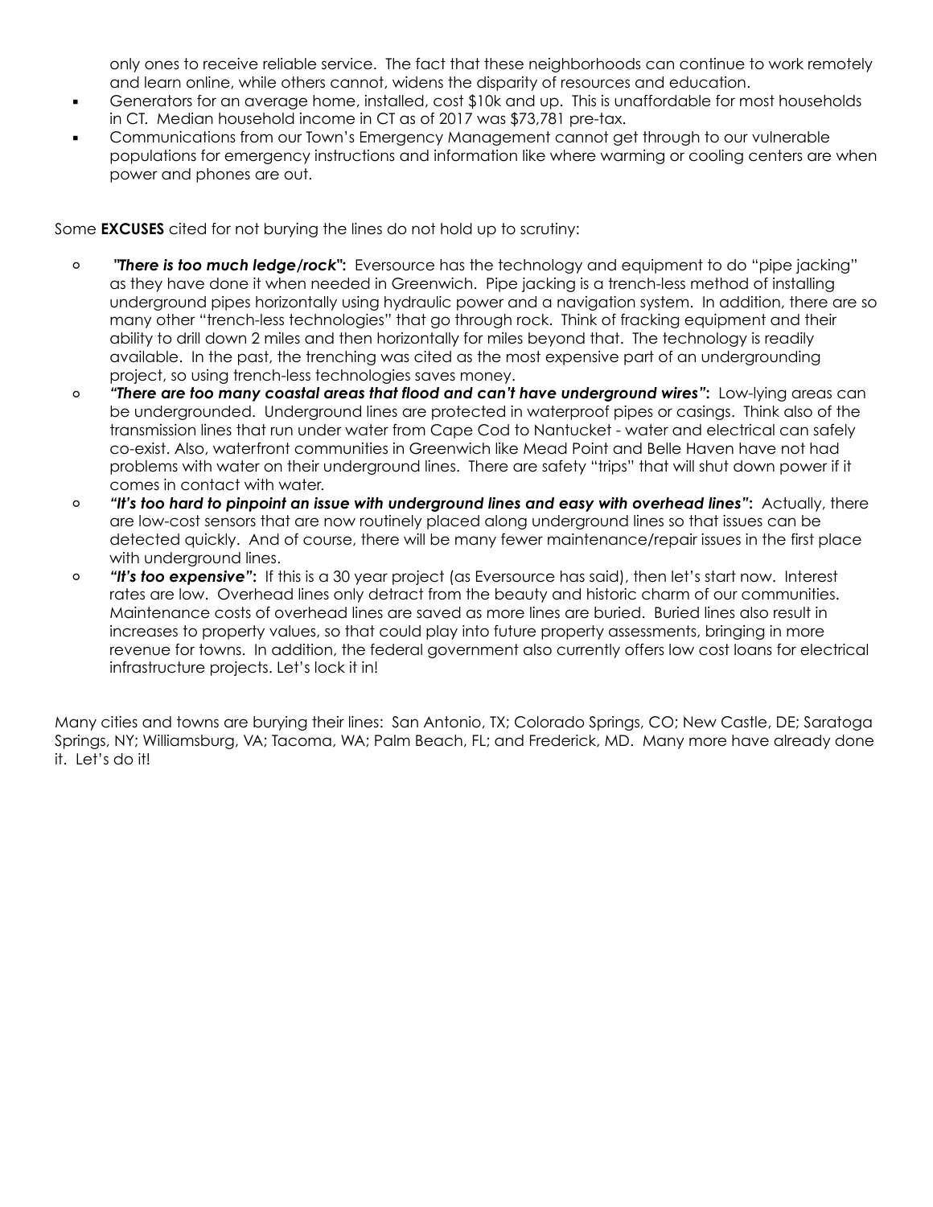only ones to receive reliable service. The fact that these neighborhoods can continue to work remotely and learn online, while others cannot, widens the disparity of resources and education.

- Generators for an average home, installed, cost $10k and up. This is unaffordable for most households in CT. Median household income in CT as of 2017 was $73,781 pre-tax.
- Communications from our Town's Emergency Management cannot get through to our vulnerable populations for emergency instructions and information like where warming or cooling centers are when power and phones are out.

Some **EXCUSES** cited for not burying the lines do not hold up to scrutiny:

- ***"There is too much ledge/rock"*:** Eversource has the technology and equipment to do "pipe jacking" as they have done it when needed in Greenwich. Pipe jacking is a trench-less method of installing underground pipes horizontally using hydraulic power and a navigation system. In addition, there are so many other "trench-less technologies" that go through rock. Think of fracking equipment and their ability to drill down 2 miles and then horizontally for miles beyond that. The technology is readily available. In the past, the trenching was cited as the most expensive part of an undergrounding project, so using trench-less technologies saves money.
- ***"There are too many coastal areas that flood and can't have underground wires"*:** Low-lying areas can be undergrounded. Underground lines are protected in waterproof pipes or casings. Think also of the transmission lines that run under water from Cape Cod to Nantucket - water and electrical can safely co-exist. Also, waterfront communities in Greenwich like Mead Point and Belle Haven have not had problems with water on their underground lines. There are safety "trips" that will shut down power if it comes in contact with water.
- ***"It's too hard to pinpoint an issue with underground lines and easy with overhead lines"*:** Actually, there are low-cost sensors that are now routinely placed along underground lines so that issues can be detected quickly. And of course, there will be many fewer maintenance/repair issues in the first place with underground lines.
- ***"It's too expensive"*:** If this is a 30 year project (as Eversource has said), then let's start now. Interest rates are low. Overhead lines only detract from the beauty and historic charm of our communities. Maintenance costs of overhead lines are saved as more lines are buried. Buried lines also result in increases to property values, so that could play into future property assessments, bringing in more revenue for towns. In addition, the federal government also currently offers low cost loans for electrical infrastructure projects. Let's lock it in!

Many cities and towns are burying their lines: San Antonio, TX; Colorado Springs, CO; New Castle, DE; Saratoga Springs, NY; Williamsburg, VA; Tacoma, WA; Palm Beach, FL; and Frederick, MD. Many more have already done it. Let's do it!